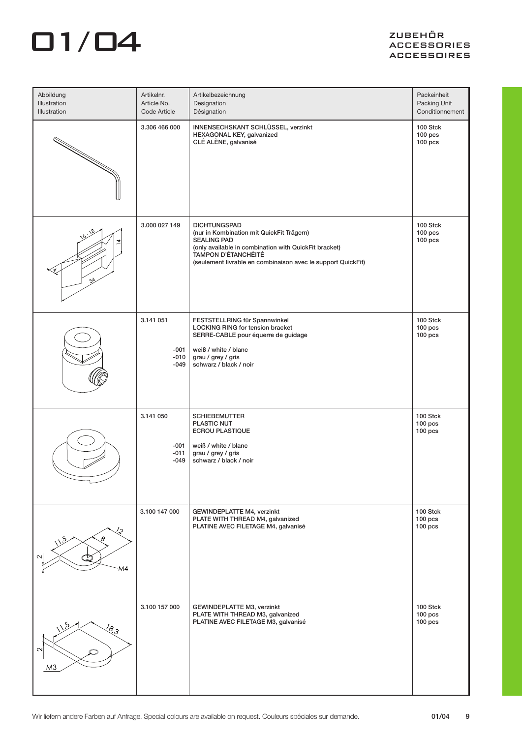# 01/04

**ZUBEHÖR**
**ACCESSORIES**
**ACCESSOIRES**

| Abbildung<br>Illustration<br>Illustration | Artikelnr.<br>Article No.<br>Code Article | Artikelbezeichnung<br>Designation<br>Désignation | Packeinheit<br>Packing Unit<br>Conditionnement |
|---|---|---|---|
| | 3.306 466 000 | INNENSECHSKANT SCHLÜSSEL, verzinkt<br>HEXAGONAL KEY, galvanized<br>CLÉ ALÈNE, galvanisé | 100 Stck<br>100 pcs<br>100 pcs |
| | 3.000 027 149 | DICHTUNGSPAD<br>(nur in Kombination mit QuickFit Trägern)<br>SEALING PAD<br>(only available in combination with QuickFit bracket)<br>TAMPON D'ÉTANCHÉITÉ<br>(seulement livrable en combinaison avec le support QuickFit) | 100 Stck<br>100 pcs<br>100 pcs |
| | 3.141 051<br><br>-001<br>-010<br>-049 | FESTSTELLRING für Spannwinkel<br>LOCKING RING for tension bracket<br>SERRE-CABLE pour équerre de guidage<br><br>weiß / white / blanc<br>grau / grey / gris<br>schwarz / black / noir | 100 Stck<br>100 pcs<br>100 pcs |
| | 3.141 050<br><br>-001<br>-011<br>-049 | SCHIEBEMUTTER<br>PLASTIC NUT<br>ECROU PLASTIQUE<br><br>weiß / white / blanc<br>grau / grey / gris<br>schwarz / black / noir | 100 Stck<br>100 pcs<br>100 pcs |
| | 3.100 147 000 | GEWINDEPLATTE M4, verzinkt<br>PLATE WITH THREAD M4, galvanized<br>PLATINE AVEC FILETAGE M4, galvanisé | 100 Stck<br>100 pcs<br>100 pcs |
| | 3.100 157 000 | GEWINDEPLATTE M3, verzinkt<br>PLATE WITH THREAD M3, galvanized<br>PLATINE AVEC FILETAGE M3, galvanisé | 100 Stck<br>100 pcs<br>100 pcs |

Wir liefern andere Farben auf Anfrage. Special colours are available on request. Couleurs spéciales sur demande.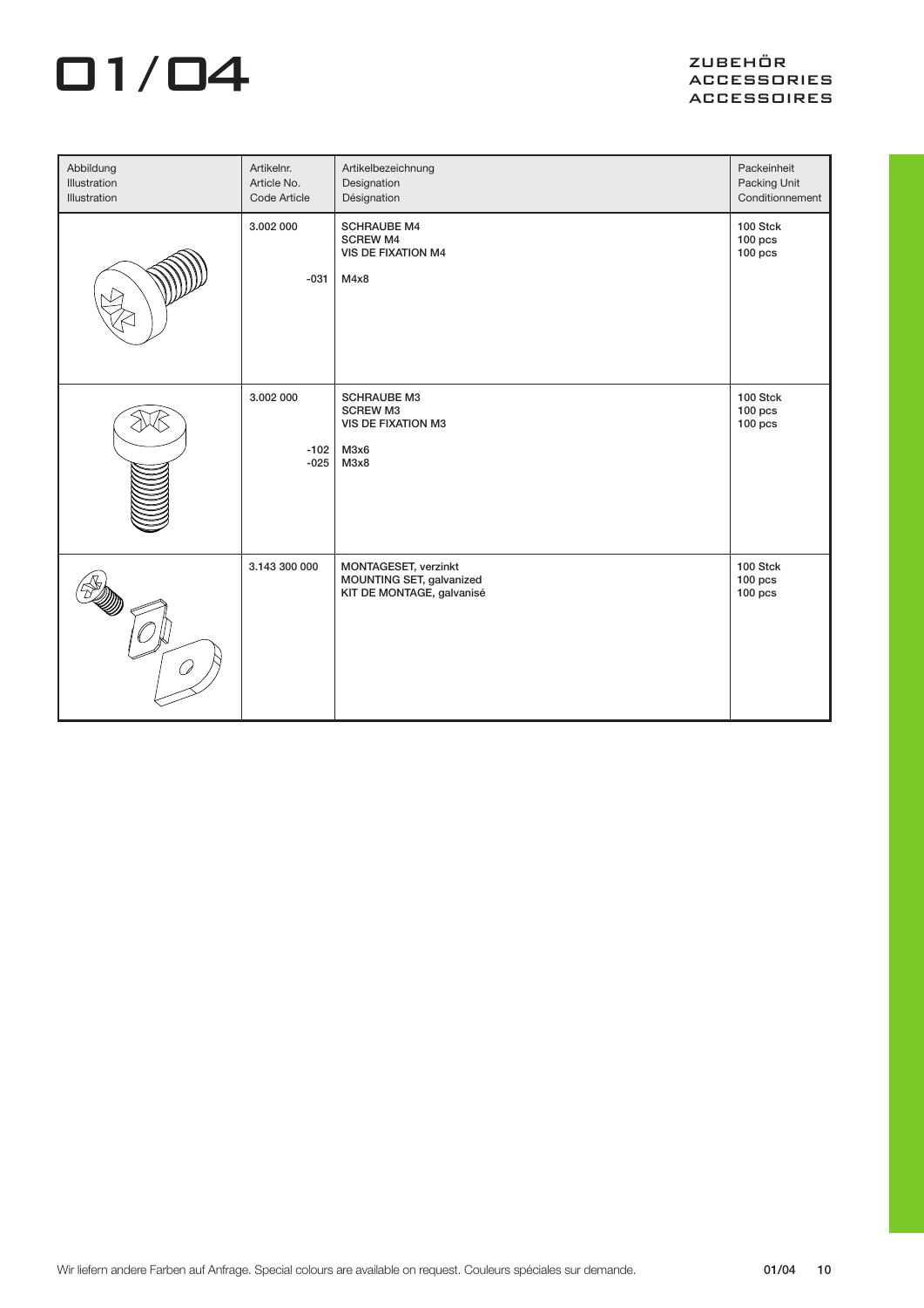# 01/04

ZUBEHÖR
ACCESSORIES
ACCESSOIRES

| Abbildung<br>Illustration<br>Illustration | Artikelnr.<br>Article No.<br>Code Article | Artikelbezeichnung<br>Designation<br>Désignation | Packeinheit<br>Packing Unit<br>Conditionnement |
|---|---|---|---|
| | 3.002 000<br><br>-031 | SCHRAUBE M4<br>SCREW M4<br>VIS DE FIXATION M4<br><br>M4x8 | 100 Stck<br>100 pcs<br>100 pcs |
| | 3.002 000<br><br>-102<br>-025 | SCHRAUBE M3<br>SCREW M3<br>VIS DE FIXATION M3<br><br>M3x6<br>M3x8 | 100 Stck<br>100 pcs<br>100 pcs |
| | 3.143 300 000 | MONTAGESET, verzinkt<br>MOUNTING SET, galvanized<br>KIT DE MONTAGE, galvanisé | 100 Stck<br>100 pcs<br>100 pcs |

Wir liefern andere Farben auf Anfrage. Special colours are available on request. Couleurs spéciales sur demande.